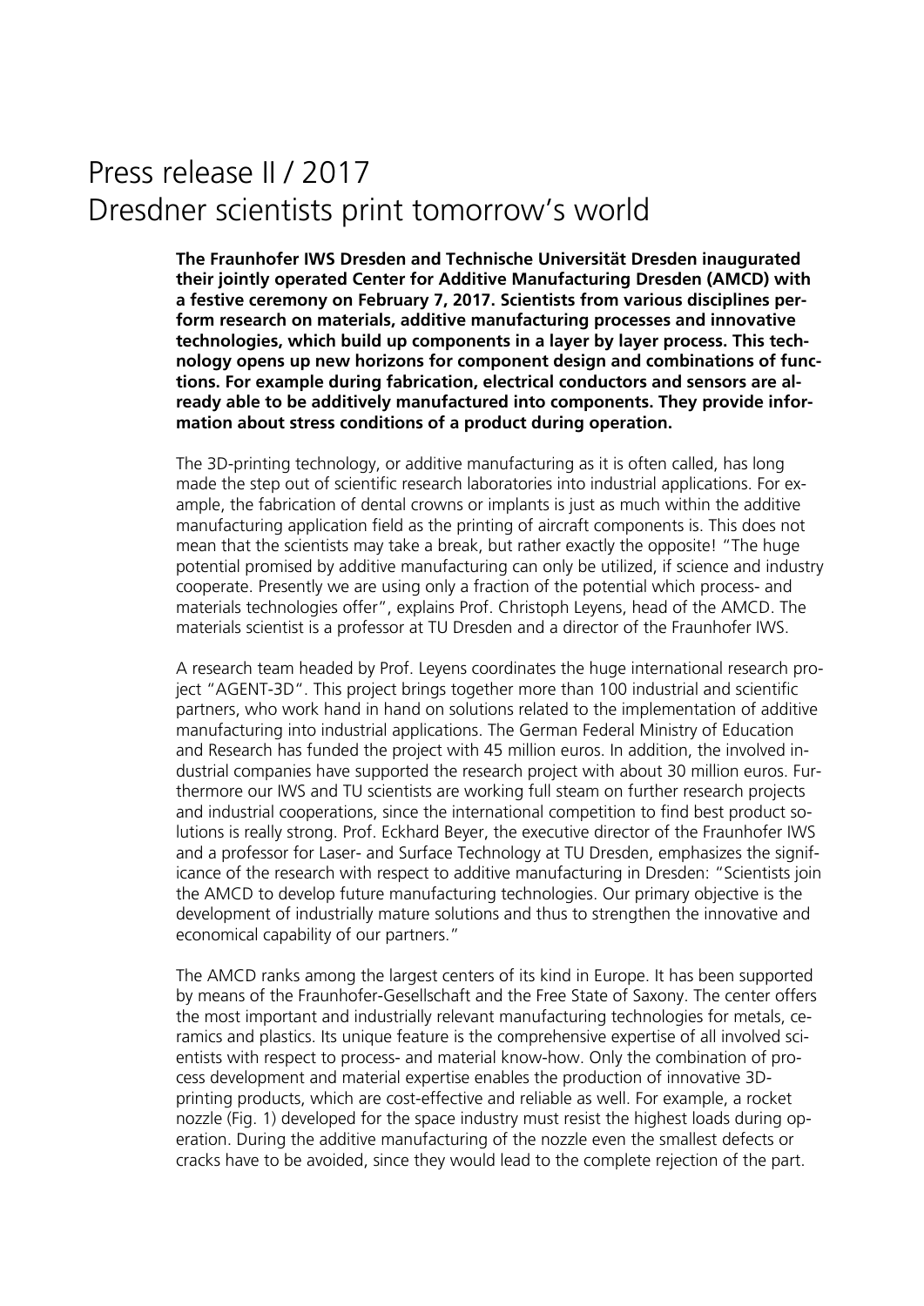# Press release II / 2017
# Dresdner scientists print tomorrow's world

**The Fraunhofer IWS Dresden and Technische Universität Dresden inaugurated their jointly operated Center for Additive Manufacturing Dresden (AMCD) with a festive ceremony on February 7, 2017. Scientists from various disciplines perform research on materials, additive manufacturing processes and innovative technologies, which build up components in a layer by layer process. This technology opens up new horizons for component design and combinations of functions. For example during fabrication, electrical conductors and sensors are already able to be additively manufactured into components. They provide information about stress conditions of a product during operation.**

The 3D-printing technology, or additive manufacturing as it is often called, has long made the step out of scientific research laboratories into industrial applications. For example, the fabrication of dental crowns or implants is just as much within the additive manufacturing application field as the printing of aircraft components is. This does not mean that the scientists may take a break, but rather exactly the opposite! "The huge potential promised by additive manufacturing can only be utilized, if science and industry cooperate. Presently we are using only a fraction of the potential which process- and materials technologies offer", explains Prof. Christoph Leyens, head of the AMCD. The materials scientist is a professor at TU Dresden and a director of the Fraunhofer IWS.

A research team headed by Prof. Leyens coordinates the huge international research project "AGENT-3D". This project brings together more than 100 industrial and scientific partners, who work hand in hand on solutions related to the implementation of additive manufacturing into industrial applications. The German Federal Ministry of Education and Research has funded the project with 45 million euros. In addition, the involved industrial companies have supported the research project with about 30 million euros. Furthermore our IWS and TU scientists are working full steam on further research projects and industrial cooperations, since the international competition to find best product solutions is really strong. Prof. Eckhard Beyer, the executive director of the Fraunhofer IWS and a professor for Laser- and Surface Technology at TU Dresden, emphasizes the significance of the research with respect to additive manufacturing in Dresden: "Scientists join the AMCD to develop future manufacturing technologies. Our primary objective is the development of industrially mature solutions and thus to strengthen the innovative and economical capability of our partners."

The AMCD ranks among the largest centers of its kind in Europe. It has been supported by means of the Fraunhofer-Gesellschaft and the Free State of Saxony. The center offers the most important and industrially relevant manufacturing technologies for metals, ceramics and plastics. Its unique feature is the comprehensive expertise of all involved scientists with respect to process- and material know-how. Only the combination of process development and material expertise enables the production of innovative 3D-printing products, which are cost-effective and reliable as well. For example, a rocket nozzle (Fig. 1) developed for the space industry must resist the highest loads during operation. During the additive manufacturing of the nozzle even the smallest defects or cracks have to be avoided, since they would lead to the complete rejection of the part.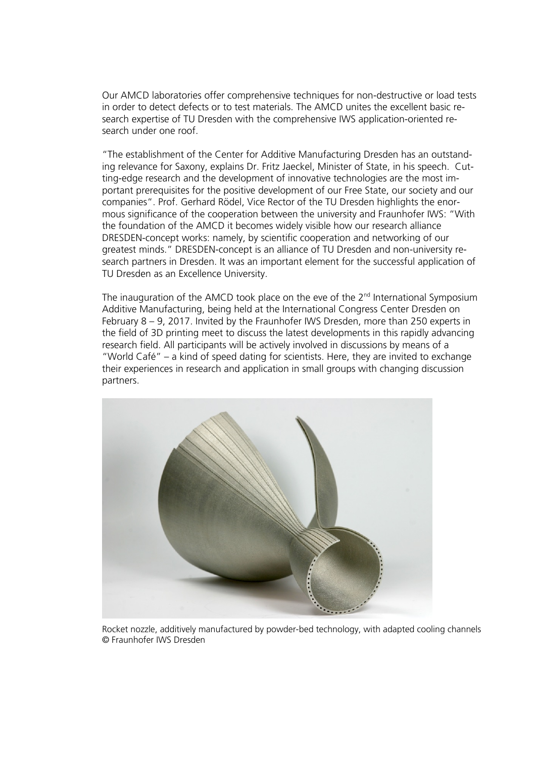Our AMCD laboratories offer comprehensive techniques for non-destructive or load tests in order to detect defects or to test materials. The AMCD unites the excellent basic research expertise of TU Dresden with the comprehensive IWS application-oriented research under one roof.

"The establishment of the Center for Additive Manufacturing Dresden has an outstanding relevance for Saxony, explains Dr. Fritz Jaeckel, Minister of State, in his speech. Cutting-edge research and the development of innovative technologies are the most important prerequisites for the positive development of our Free State, our society and our companies". Prof. Gerhard Rödel, Vice Rector of the TU Dresden highlights the enormous significance of the cooperation between the university and Fraunhofer IWS: "With the foundation of the AMCD it becomes widely visible how our research alliance DRESDEN-concept works: namely, by scientific cooperation and networking of our greatest minds." DRESDEN-concept is an alliance of TU Dresden and non-university research partners in Dresden. It was an important element for the successful application of TU Dresden as an Excellence University.

The inauguration of the AMCD took place on the eve of the 2nd International Symposium Additive Manufacturing, being held at the International Congress Center Dresden on February 8 – 9, 2017. Invited by the Fraunhofer IWS Dresden, more than 250 experts in the field of 3D printing meet to discuss the latest developments in this rapidly advancing research field. All participants will be actively involved in discussions by means of a "World Café" – a kind of speed dating for scientists. Here, they are invited to exchange their experiences in research and application in small groups with changing discussion partners.

Rocket nozzle, additively manufactured by powder-bed technology, with adapted cooling channels
© Fraunhofer IWS Dresden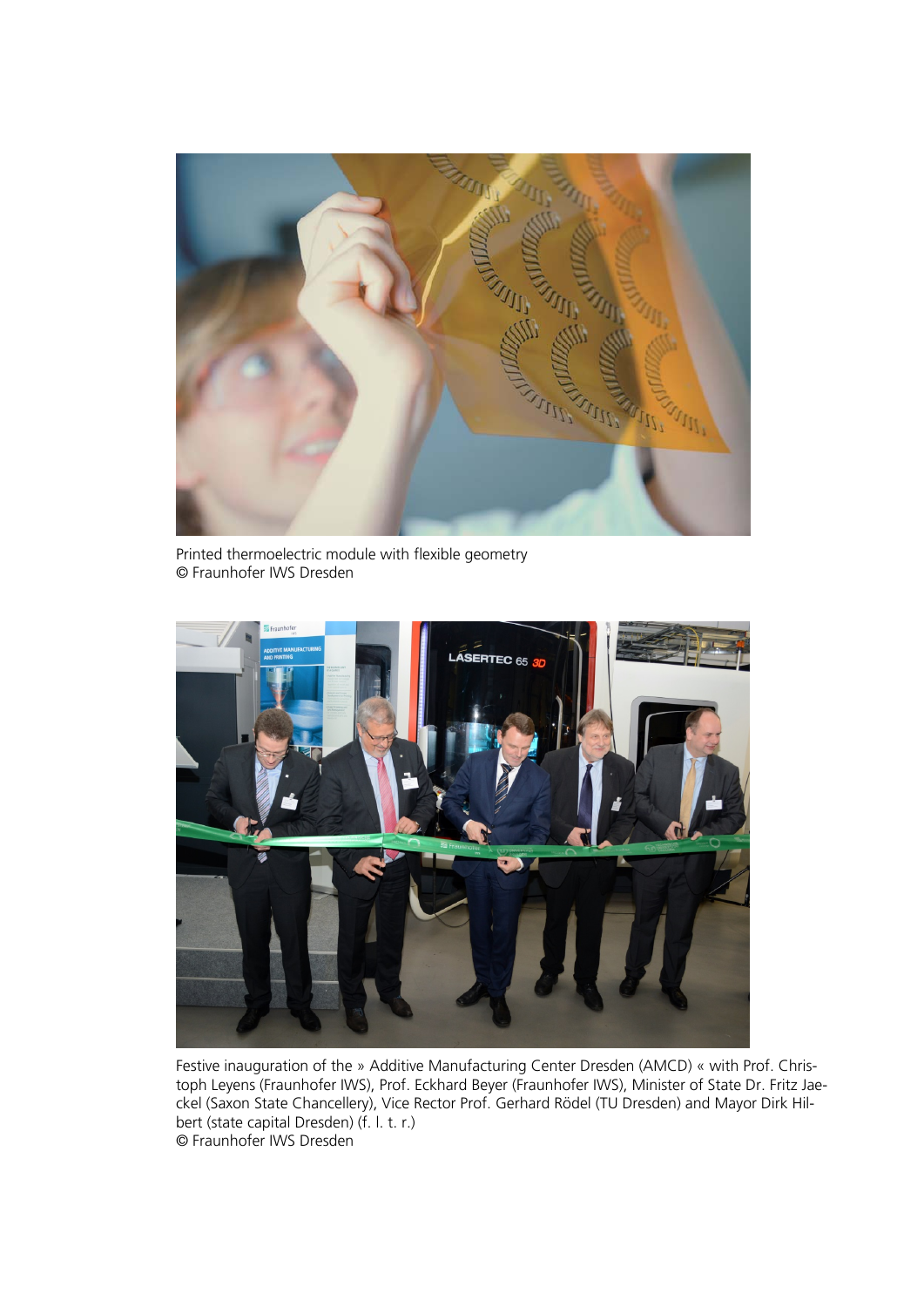Printed thermoelectric module with flexible geometry
© Fraunhofer IWS Dresden

Festive inauguration of the » Additive Manufacturing Center Dresden (AMCD) « with Prof. Christoph Leyens (Fraunhofer IWS), Prof. Eckhard Beyer (Fraunhofer IWS), Minister of State Dr. Fritz Jaeckel (Saxon State Chancellery), Vice Rector Prof. Gerhard Rödel (TU Dresden) and Mayor Dirk Hilbert (state capital Dresden) (f. l. t. r.)
© Fraunhofer IWS Dresden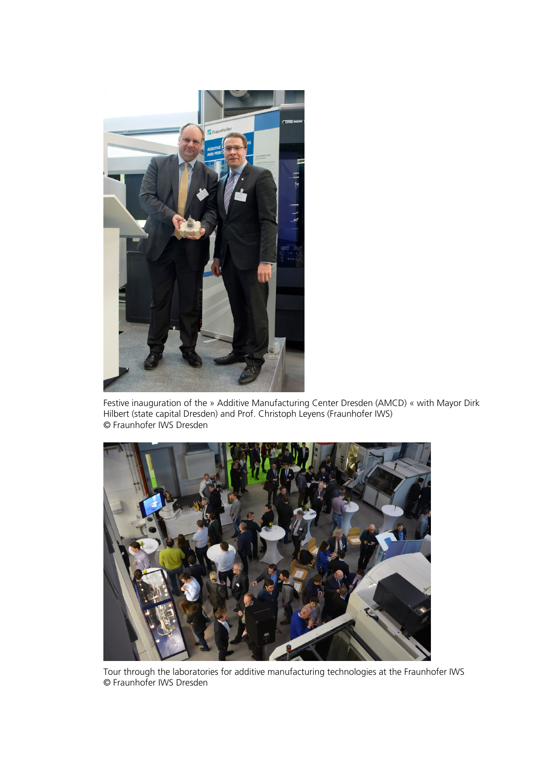Festive inauguration of the » Additive Manufacturing Center Dresden (AMCD) « with Mayor Dirk Hilbert (state capital Dresden) and Prof. Christoph Leyens (Fraunhofer IWS)
© Fraunhofer IWS Dresden

Tour through the laboratories for additive manufacturing technologies at the Fraunhofer IWS
© Fraunhofer IWS Dresden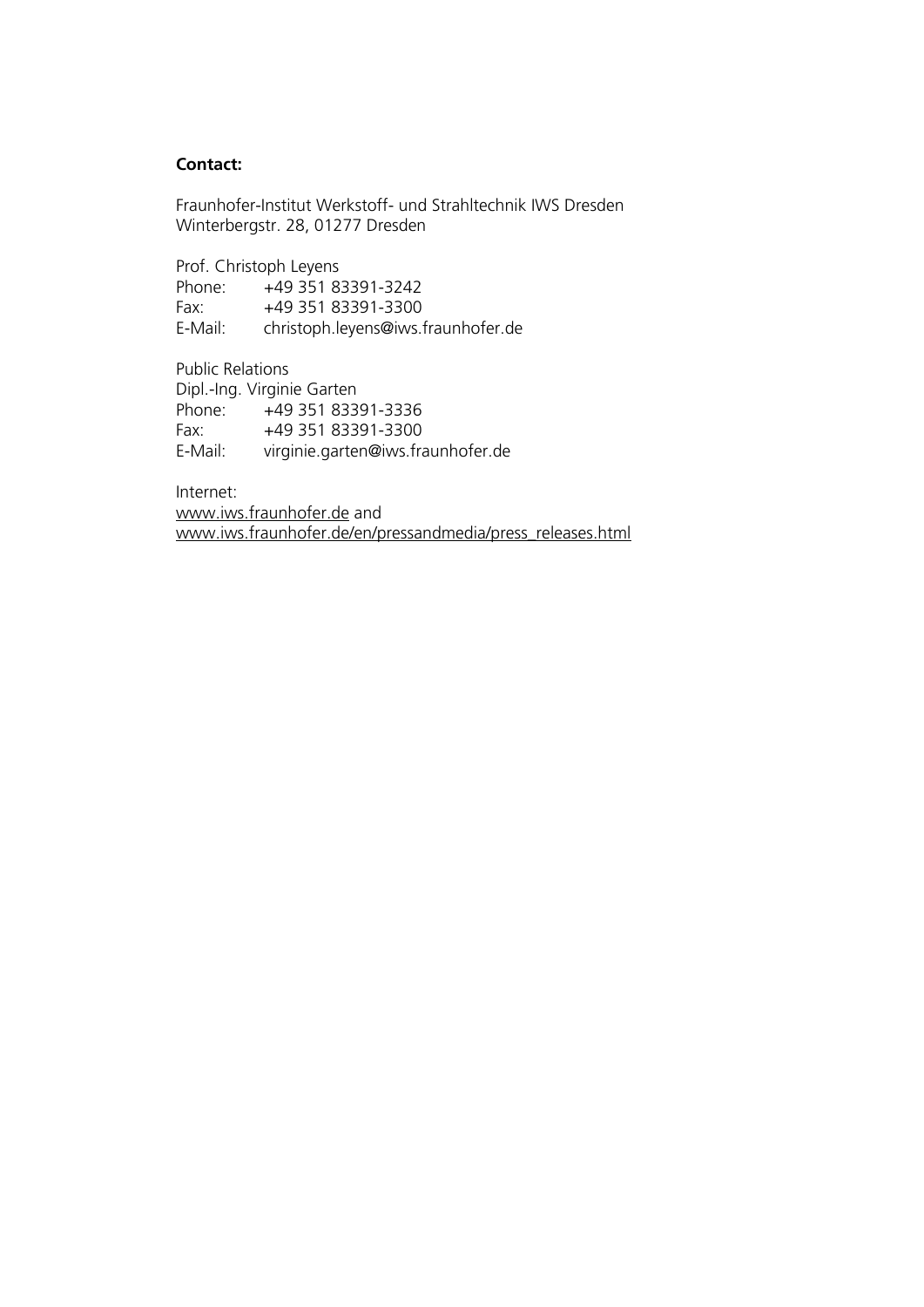**Contact:**

Fraunhofer-Institut Werkstoff- und Strahltechnik IWS Dresden
Winterbergstr. 28, 01277 Dresden

Prof. Christoph Leyens
Phone: +49 351 83391-3242
Fax: +49 351 83391-3300
E-Mail: christoph.leyens@iws.fraunhofer.de

Public Relations
Dipl.-Ing. Virginie Garten
Phone: +49 351 83391-3336
Fax: +49 351 83391-3300
E-Mail: virginie.garten@iws.fraunhofer.de

Internet:
www.iws.fraunhofer.de and
www.iws.fraunhofer.de/en/pressandmedia/press_releases.html